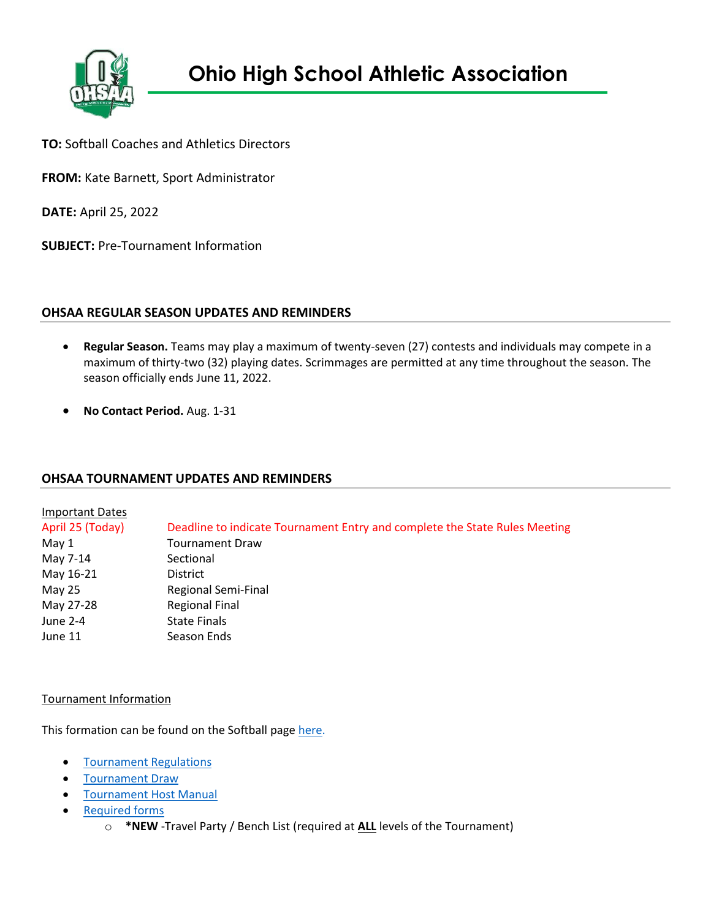# Ohio High School Athletic Association

**TO:** Softball Coaches and Athletics Directors

**FROM:** Kate Barnett, Sport Administrator

**DATE:** April 25, 2022

**SUBJECT:** Pre-Tournament Information

## OHSAA REGULAR SEASON UPDATES AND REMINDERS

- **Regular Season.** Teams may play a maximum of twenty-seven (27) contests and individuals may compete in a maximum of thirty-two (32) playing dates. Scrimmages are permitted at any time throughout the season. The season officially ends June 11, 2022.
- **No Contact Period.** Aug. 1-31

## OHSAA TOURNAMENT UPDATES AND REMINDERS

Important Dates

| | |
|---|---|
| April 25 (Today) | Deadline to indicate Tournament Entry and complete the State Rules Meeting |
| May 1 | Tournament Draw |
| May 7-14 | Sectional |
| May 16-21 | District |
| May 25 | Regional Semi-Final |
| May 27-28 | Regional Final |
| June 2-4 | State Finals |
| June 11 | Season Ends |

Tournament Information

This formation can be found on the Softball page here.

- Tournament Regulations
- Tournament Draw
- Tournament Host Manual
- Required forms
  - **\*NEW** -Travel Party / Bench List (required at **ALL** levels of the Tournament)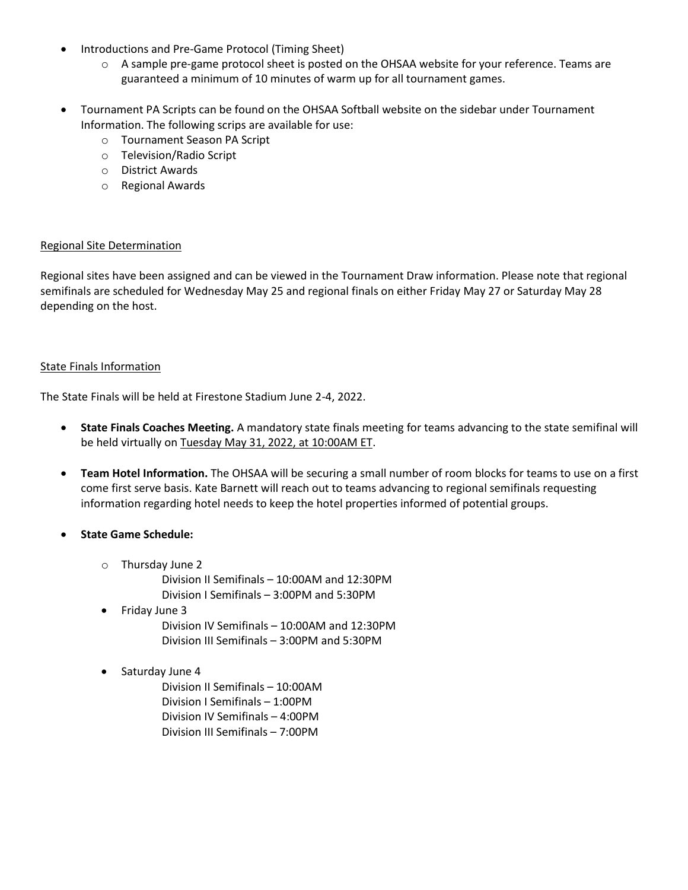- Introductions and Pre-Game Protocol (Timing Sheet)
  - A sample pre-game protocol sheet is posted on the OHSAA website for your reference. Teams are guaranteed a minimum of 10 minutes of warm up for all tournament games.

- Tournament PA Scripts can be found on the OHSAA Softball website on the sidebar under Tournament Information. The following scrips are available for use:
  - Tournament Season PA Script
  - Television/Radio Script
  - District Awards
  - Regional Awards

<u>Regional Site Determination</u>

Regional sites have been assigned and can be viewed in the Tournament Draw information. Please note that regional semifinals are scheduled for Wednesday May 25 and regional finals on either Friday May 27 or Saturday May 28 depending on the host.

<u>State Finals Information</u>

The State Finals will be held at Firestone Stadium June 2-4, 2022.

- **State Finals Coaches Meeting.** A mandatory state finals meeting for teams advancing to the state semifinal will be held virtually on <u>Tuesday May 31, 2022, at 10:00AM ET</u>.

- **Team Hotel Information.** The OHSAA will be securing a small number of room blocks for teams to use on a first come first serve basis. Kate Barnett will reach out to teams advancing to regional semifinals requesting information regarding hotel needs to keep the hotel properties informed of potential groups.

- **State Game Schedule:**
  - Thursday June 2
    - Division II Semifinals – 10:00AM and 12:30PM
    - Division I Semifinals – 3:00PM and 5:30PM
  - Friday June 3
    - Division IV Semifinals – 10:00AM and 12:30PM
    - Division III Semifinals – 3:00PM and 5:30PM
  - Saturday June 4
    - Division II Semifinals – 10:00AM
    - Division I Semifinals – 1:00PM
    - Division IV Semifinals – 4:00PM
    - Division III Semifinals – 7:00PM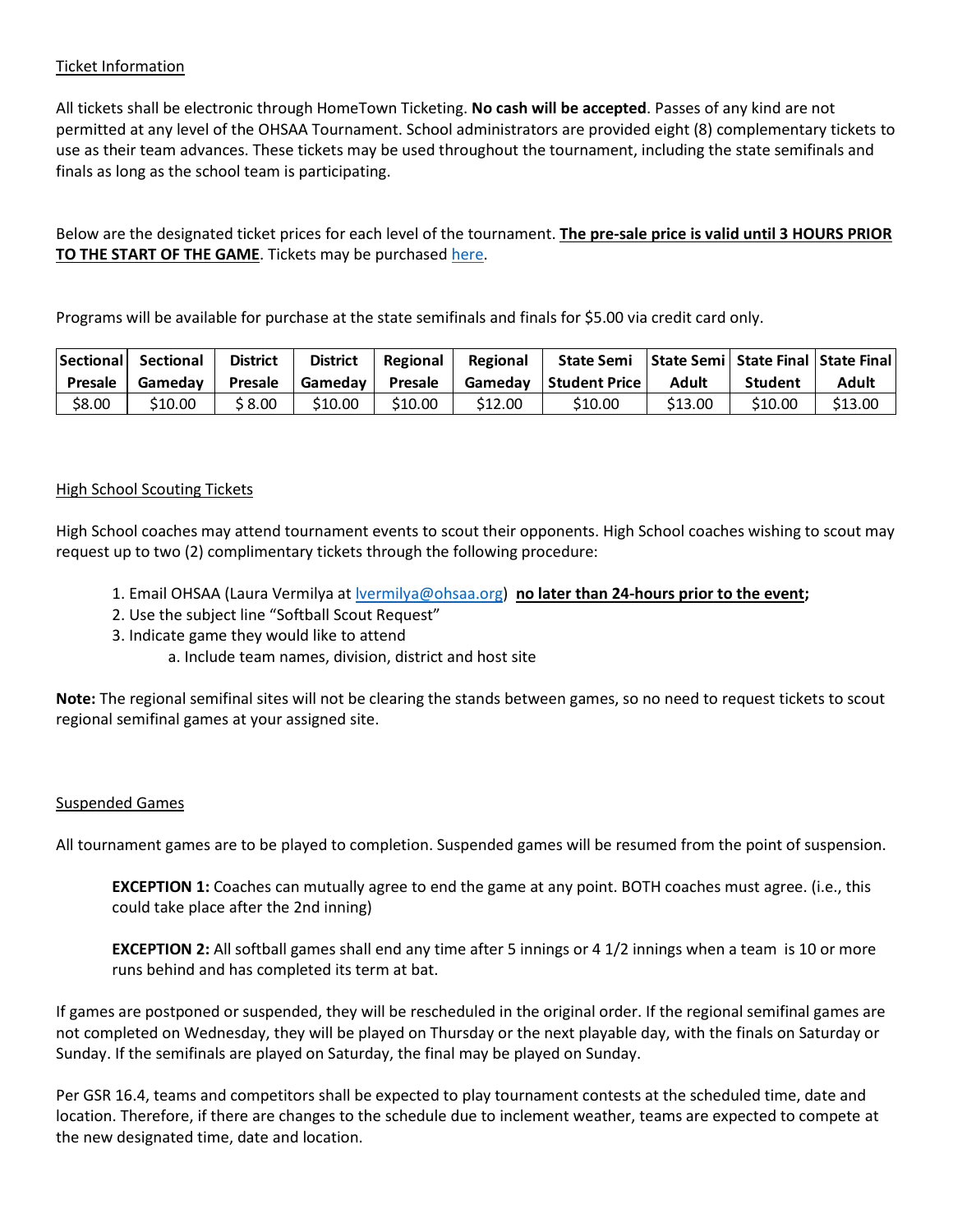## Ticket Information

All tickets shall be electronic through HomeTown Ticketing. **No cash will be accepted**. Passes of any kind are not permitted at any level of the OHSAA Tournament. School administrators are provided eight (8) complementary tickets to use as their team advances. These tickets may be used throughout the tournament, including the state semifinals and finals as long as the school team is participating.

Below are the designated ticket prices for each level of the tournament. **The pre-sale price is valid until 3 HOURS PRIOR TO THE START OF THE GAME**. Tickets may be purchased [here](here).

Programs will be available for purchase at the state semifinals and finals for $5.00 via credit card only.

| Sectional Presale | Sectional Gameday | District Presale | District Gameday | Regional Presale | Regional Gameday | State Semi Student Price | State Semi Adult | State Final Student | State Final Adult |
|---|---|---|---|---|---|---|---|---|---|
| $8.00 | $10.00 | $ 8.00 | $10.00 | $10.00 | $12.00 | $10.00 | $13.00 | $10.00 | $13.00 |

## High School Scouting Tickets

High School coaches may attend tournament events to scout their opponents. High School coaches wishing to scout may request up to two (2) complimentary tickets through the following procedure:

1. Email OHSAA (Laura Vermilya at lvermilya@ohsaa.org) **no later than 24-hours prior to the event;**
2. Use the subject line "Softball Scout Request"
3. Indicate game they would like to attend
   a. Include team names, division, district and host site

**Note:** The regional semifinal sites will not be clearing the stands between games, so no need to request tickets to scout regional semifinal games at your assigned site.

## Suspended Games

All tournament games are to be played to completion. Suspended games will be resumed from the point of suspension.

> **EXCEPTION 1:** Coaches can mutually agree to end the game at any point. BOTH coaches must agree. (i.e., this could take place after the 2nd inning)
>
> **EXCEPTION 2:** All softball games shall end any time after 5 innings or 4 1/2 innings when a team is 10 or more runs behind and has completed its term at bat.

If games are postponed or suspended, they will be rescheduled in the original order. If the regional semifinal games are not completed on Wednesday, they will be played on Thursday or the next playable day, with the finals on Saturday or Sunday. If the semifinals are played on Saturday, the final may be played on Sunday.

Per GSR 16.4, teams and competitors shall be expected to play tournament contests at the scheduled time, date and location. Therefore, if there are changes to the schedule due to inclement weather, teams are expected to compete at the new designated time, date and location.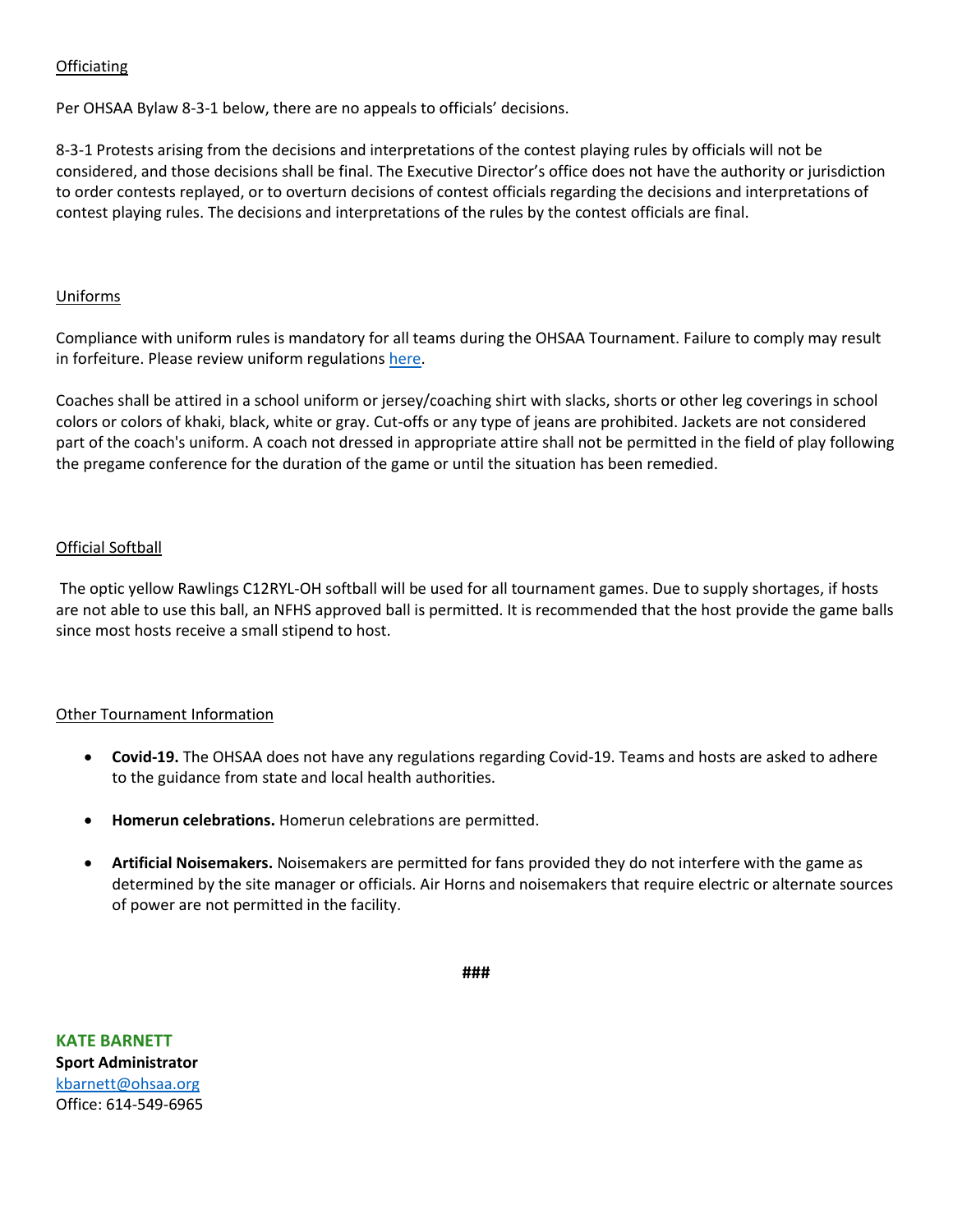## Officiating

Per OHSAA Bylaw 8-3-1 below, there are no appeals to officials' decisions.

8-3-1 Protests arising from the decisions and interpretations of the contest playing rules by officials will not be considered, and those decisions shall be final. The Executive Director's office does not have the authority or jurisdiction to order contests replayed, or to overturn decisions of contest officials regarding the decisions and interpretations of contest playing rules. The decisions and interpretations of the rules by the contest officials are final.

## Uniforms

Compliance with uniform rules is mandatory for all teams during the OHSAA Tournament. Failure to comply may result in forfeiture. Please review uniform regulations here.

Coaches shall be attired in a school uniform or jersey/coaching shirt with slacks, shorts or other leg coverings in school colors or colors of khaki, black, white or gray. Cut-offs or any type of jeans are prohibited. Jackets are not considered part of the coach's uniform. A coach not dressed in appropriate attire shall not be permitted in the field of play following the pregame conference for the duration of the game or until the situation has been remedied.

## Official Softball

The optic yellow Rawlings C12RYL-OH softball will be used for all tournament games. Due to supply shortages, if hosts are not able to use this ball, an NFHS approved ball is permitted. It is recommended that the host provide the game balls since most hosts receive a small stipend to host.

## Other Tournament Information

- **Covid-19.** The OHSAA does not have any regulations regarding Covid-19. Teams and hosts are asked to adhere to the guidance from state and local health authorities.
- **Homerun celebrations.** Homerun celebrations are permitted.
- **Artificial Noisemakers.** Noisemakers are permitted for fans provided they do not interfere with the game as determined by the site manager or officials. Air Horns and noisemakers that require electric or alternate sources of power are not permitted in the facility.

###

**KATE BARNETT**
**Sport Administrator**
kbarnett@ohsaa.org
Office: 614-549-6965